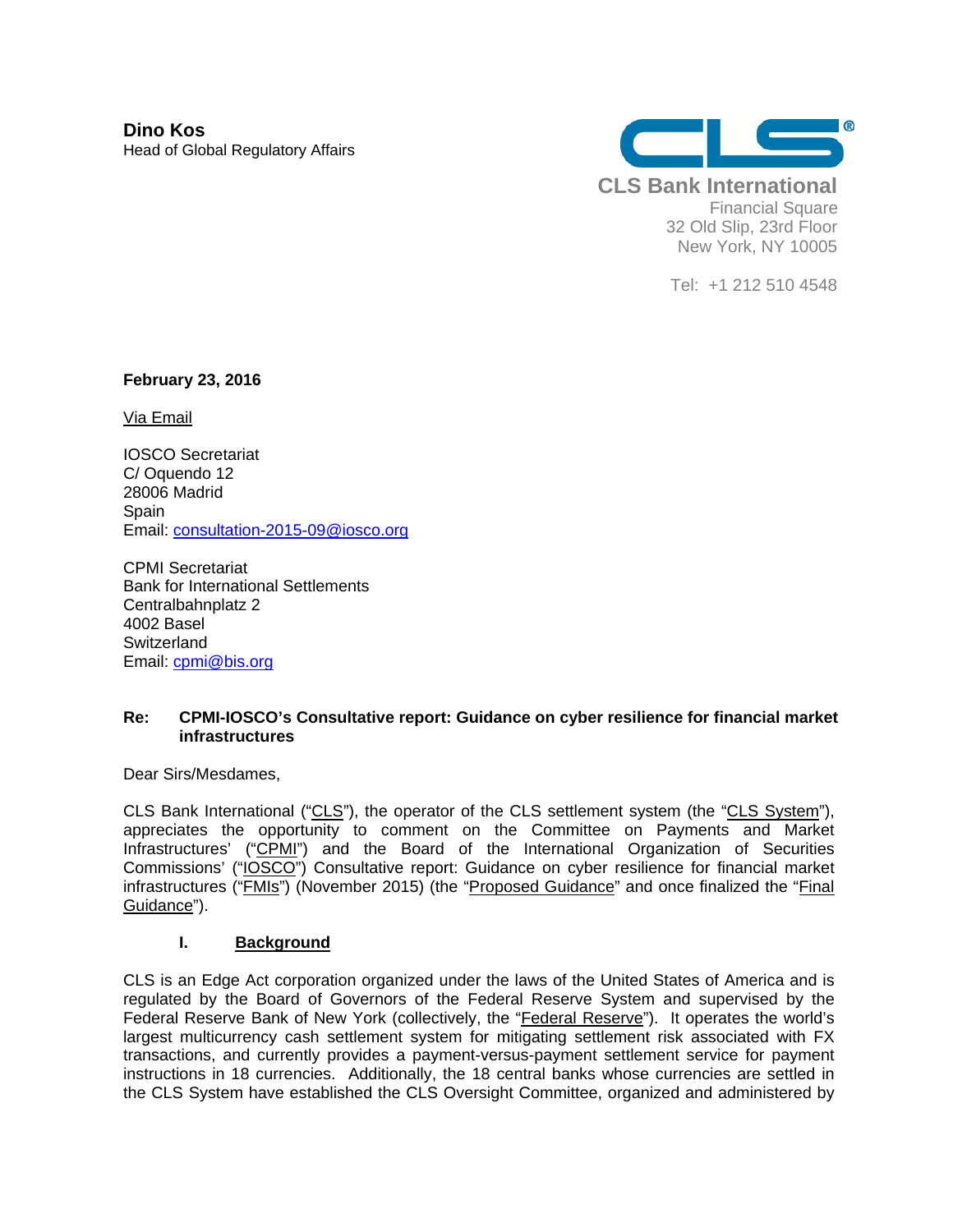**Dino Kos**
Head of Global Regulatory Affairs

**CLS Bank International**
Financial Square
32 Old Slip, 23rd Floor
New York, NY 10005

Tel: +1 212 510 4548

**February 23, 2016**

Via Email

IOSCO Secretariat
C/ Oquendo 12
28006 Madrid
Spain
Email: consultation-2015-09@iosco.org

CPMI Secretariat
Bank for International Settlements
Centralbahnplatz 2
4002 Basel
Switzerland
Email: cpmi@bis.org

**Re: CPMI-IOSCO's Consultative report: Guidance on cyber resilience for financial market infrastructures**

Dear Sirs/Mesdames,

CLS Bank International ("CLS"), the operator of the CLS settlement system (the "CLS System"), appreciates the opportunity to comment on the Committee on Payments and Market Infrastructures' ("CPMI") and the Board of the International Organization of Securities Commissions' ("IOSCO") Consultative report: Guidance on cyber resilience for financial market infrastructures ("FMIs") (November 2015) (the "Proposed Guidance" and once finalized the "Final Guidance").

## I. Background

CLS is an Edge Act corporation organized under the laws of the United States of America and is regulated by the Board of Governors of the Federal Reserve System and supervised by the Federal Reserve Bank of New York (collectively, the "Federal Reserve"). It operates the world's largest multicurrency cash settlement system for mitigating settlement risk associated with FX transactions, and currently provides a payment-versus-payment settlement service for payment instructions in 18 currencies. Additionally, the 18 central banks whose currencies are settled in the CLS System have established the CLS Oversight Committee, organized and administered by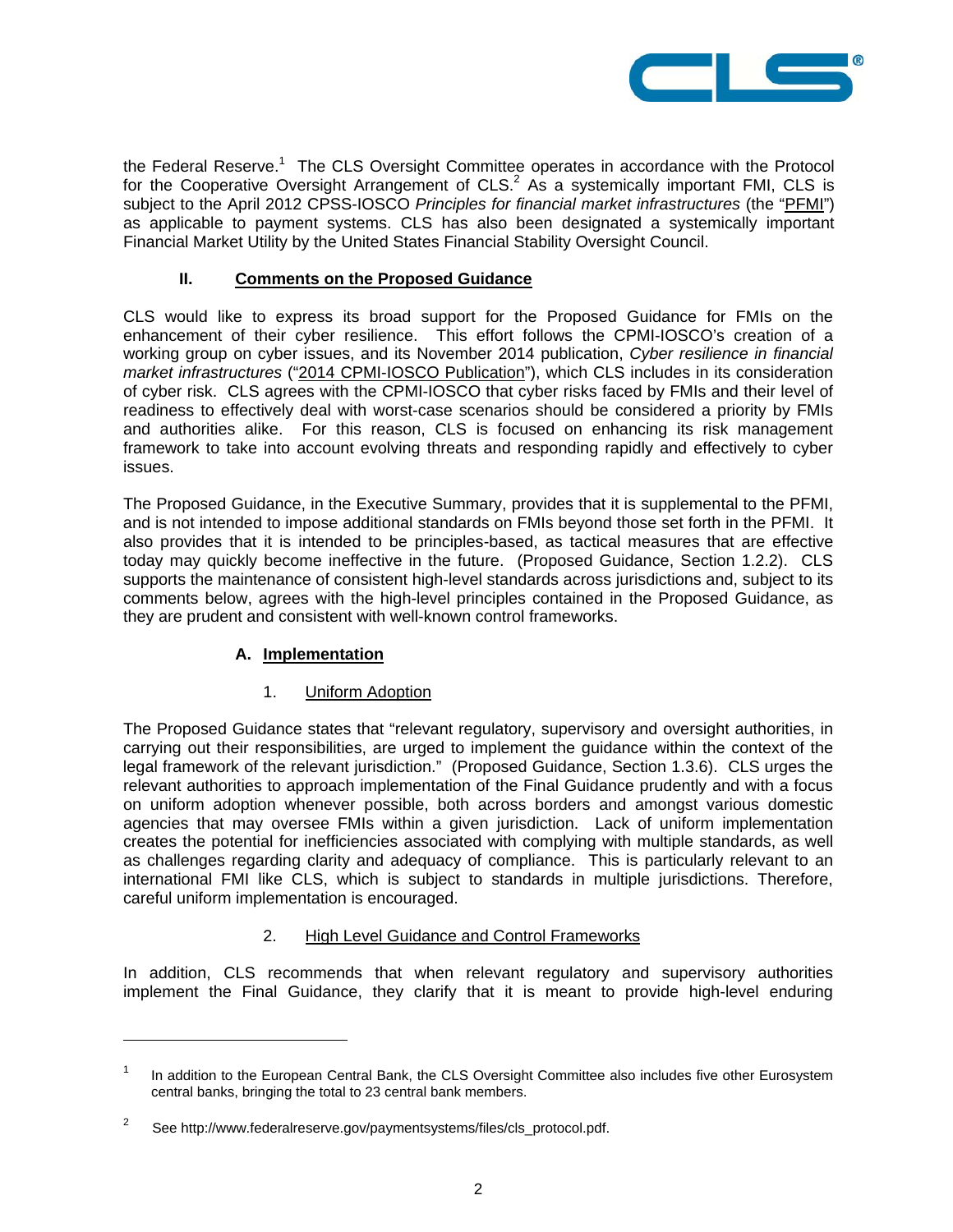the Federal Reserve.[1] The CLS Oversight Committee operates in accordance with the Protocol for the Cooperative Oversight Arrangement of CLS.[2] As a systemically important FMI, CLS is subject to the April 2012 CPSS-IOSCO *Principles for financial market infrastructures* (the "PFMI") as applicable to payment systems. CLS has also been designated a systemically important Financial Market Utility by the United States Financial Stability Oversight Council.

## II. Comments on the Proposed Guidance

CLS would like to express its broad support for the Proposed Guidance for FMIs on the enhancement of their cyber resilience. This effort follows the CPMI-IOSCO's creation of a working group on cyber issues, and its November 2014 publication, *Cyber resilience in financial market infrastructures* ("2014 CPMI-IOSCO Publication"), which CLS includes in its consideration of cyber risk. CLS agrees with the CPMI-IOSCO that cyber risks faced by FMIs and their level of readiness to effectively deal with worst-case scenarios should be considered a priority by FMIs and authorities alike. For this reason, CLS is focused on enhancing its risk management framework to take into account evolving threats and responding rapidly and effectively to cyber issues.

The Proposed Guidance, in the Executive Summary, provides that it is supplemental to the PFMI, and is not intended to impose additional standards on FMIs beyond those set forth in the PFMI. It also provides that it is intended to be principles-based, as tactical measures that are effective today may quickly become ineffective in the future. (Proposed Guidance, Section 1.2.2). CLS supports the maintenance of consistent high-level standards across jurisdictions and, subject to its comments below, agrees with the high-level principles contained in the Proposed Guidance, as they are prudent and consistent with well-known control frameworks.

### A. Implementation

#### 1. Uniform Adoption

The Proposed Guidance states that "relevant regulatory, supervisory and oversight authorities, in carrying out their responsibilities, are urged to implement the guidance within the context of the legal framework of the relevant jurisdiction." (Proposed Guidance, Section 1.3.6). CLS urges the relevant authorities to approach implementation of the Final Guidance prudently and with a focus on uniform adoption whenever possible, both across borders and amongst various domestic agencies that may oversee FMIs within a given jurisdiction. Lack of uniform implementation creates the potential for inefficiencies associated with complying with multiple standards, as well as challenges regarding clarity and adequacy of compliance. This is particularly relevant to an international FMI like CLS, which is subject to standards in multiple jurisdictions. Therefore, careful uniform implementation is encouraged.

#### 2. High Level Guidance and Control Frameworks

In addition, CLS recommends that when relevant regulatory and supervisory authorities implement the Final Guidance, they clarify that it is meant to provide high-level enduring

---

[1] In addition to the European Central Bank, the CLS Oversight Committee also includes five other Eurosystem central banks, bringing the total to 23 central bank members.

[2] See http://www.federalreserve.gov/paymentsystems/files/cls_protocol.pdf.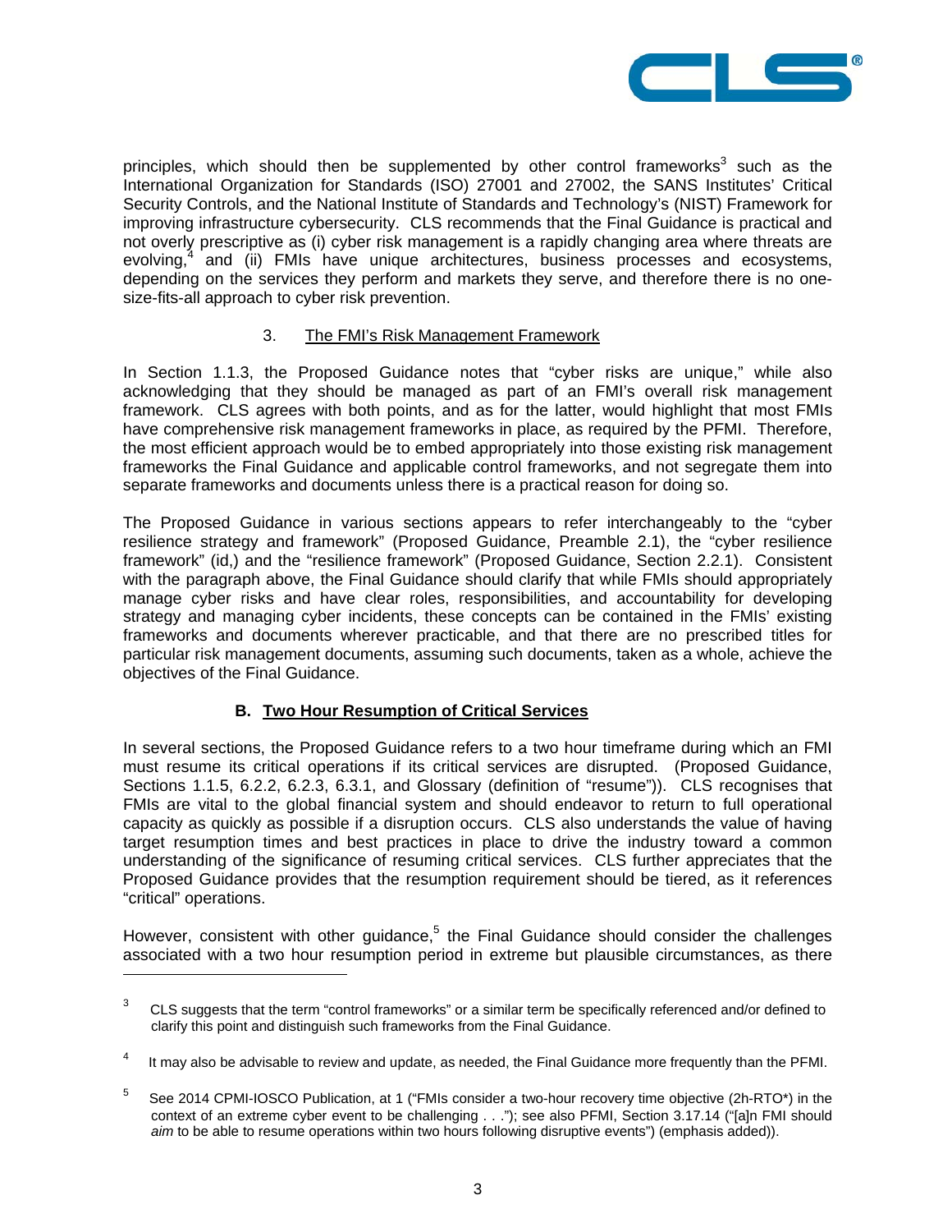principles, which should then be supplemented by other control frameworks[3] such as the International Organization for Standards (ISO) 27001 and 27002, the SANS Institutes' Critical Security Controls, and the National Institute of Standards and Technology's (NIST) Framework for improving infrastructure cybersecurity. CLS recommends that the Final Guidance is practical and not overly prescriptive as (i) cyber risk management is a rapidly changing area where threats are evolving,[4] and (ii) FMIs have unique architectures, business processes and ecosystems, depending on the services they perform and markets they serve, and therefore there is no one-size-fits-all approach to cyber risk prevention.

### 3. The FMI's Risk Management Framework

In Section 1.1.3, the Proposed Guidance notes that "cyber risks are unique," while also acknowledging that they should be managed as part of an FMI's overall risk management framework. CLS agrees with both points, and as for the latter, would highlight that most FMIs have comprehensive risk management frameworks in place, as required by the PFMI. Therefore, the most efficient approach would be to embed appropriately into those existing risk management frameworks the Final Guidance and applicable control frameworks, and not segregate them into separate frameworks and documents unless there is a practical reason for doing so.

The Proposed Guidance in various sections appears to refer interchangeably to the "cyber resilience strategy and framework" (Proposed Guidance, Preamble 2.1), the "cyber resilience framework" (id,) and the "resilience framework" (Proposed Guidance, Section 2.2.1). Consistent with the paragraph above, the Final Guidance should clarify that while FMIs should appropriately manage cyber risks and have clear roles, responsibilities, and accountability for developing strategy and managing cyber incidents, these concepts can be contained in the FMIs' existing frameworks and documents wherever practicable, and that there are no prescribed titles for particular risk management documents, assuming such documents, taken as a whole, achieve the objectives of the Final Guidance.

## B. Two Hour Resumption of Critical Services

In several sections, the Proposed Guidance refers to a two hour timeframe during which an FMI must resume its critical operations if its critical services are disrupted. (Proposed Guidance, Sections 1.1.5, 6.2.2, 6.2.3, 6.3.1, and Glossary (definition of "resume")). CLS recognises that FMIs are vital to the global financial system and should endeavor to return to full operational capacity as quickly as possible if a disruption occurs. CLS also understands the value of having target resumption times and best practices in place to drive the industry toward a common understanding of the significance of resuming critical services. CLS further appreciates that the Proposed Guidance provides that the resumption requirement should be tiered, as it references "critical" operations.

However, consistent with other guidance,[5] the Final Guidance should consider the challenges associated with a two hour resumption period in extreme but plausible circumstances, as there

---

[3] CLS suggests that the term "control frameworks" or a similar term be specifically referenced and/or defined to clarify this point and distinguish such frameworks from the Final Guidance.

[4] It may also be advisable to review and update, as needed, the Final Guidance more frequently than the PFMI.

[5] See 2014 CPMI-IOSCO Publication, at 1 ("FMIs consider a two-hour recovery time objective (2h-RTO*) in the context of an extreme cyber event to be challenging . . ."); see also PFMI, Section 3.17.14 ("[a]n FMI should *aim* to be able to resume operations within two hours following disruptive events") (emphasis added)).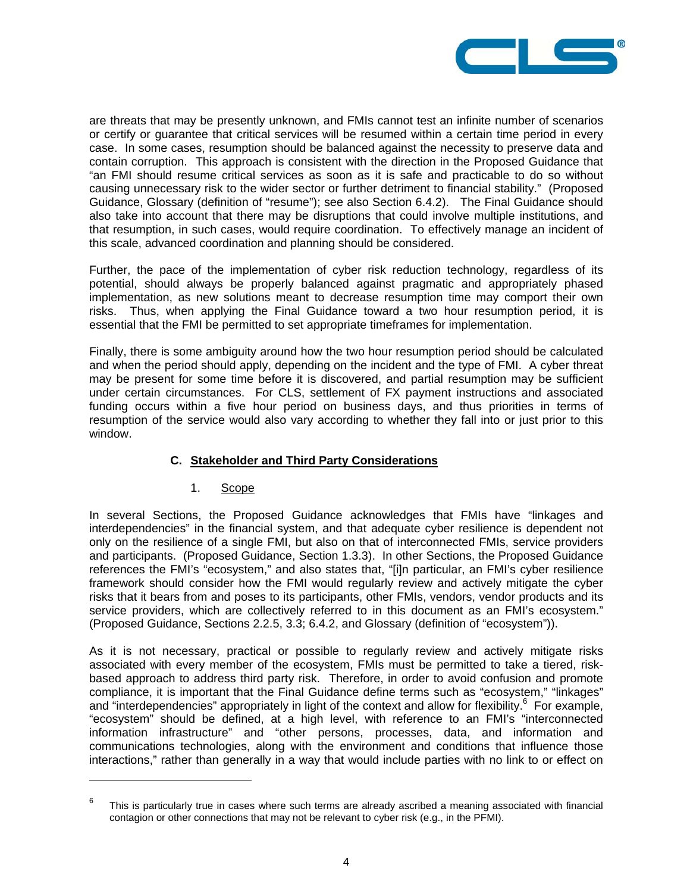are threats that may be presently unknown, and FMIs cannot test an infinite number of scenarios or certify or guarantee that critical services will be resumed within a certain time period in every case. In some cases, resumption should be balanced against the necessity to preserve data and contain corruption. This approach is consistent with the direction in the Proposed Guidance that "an FMI should resume critical services as soon as it is safe and practicable to do so without causing unnecessary risk to the wider sector or further detriment to financial stability." (Proposed Guidance, Glossary (definition of "resume"); see also Section 6.4.2). The Final Guidance should also take into account that there may be disruptions that could involve multiple institutions, and that resumption, in such cases, would require coordination. To effectively manage an incident of this scale, advanced coordination and planning should be considered.

Further, the pace of the implementation of cyber risk reduction technology, regardless of its potential, should always be properly balanced against pragmatic and appropriately phased implementation, as new solutions meant to decrease resumption time may comport their own risks. Thus, when applying the Final Guidance toward a two hour resumption period, it is essential that the FMI be permitted to set appropriate timeframes for implementation.

Finally, there is some ambiguity around how the two hour resumption period should be calculated and when the period should apply, depending on the incident and the type of FMI. A cyber threat may be present for some time before it is discovered, and partial resumption may be sufficient under certain circumstances. For CLS, settlement of FX payment instructions and associated funding occurs within a five hour period on business days, and thus priorities in terms of resumption of the service would also vary according to whether they fall into or just prior to this window.

### C. Stakeholder and Third Party Considerations

#### 1. Scope

In several Sections, the Proposed Guidance acknowledges that FMIs have "linkages and interdependencies" in the financial system, and that adequate cyber resilience is dependent not only on the resilience of a single FMI, but also on that of interconnected FMIs, service providers and participants. (Proposed Guidance, Section 1.3.3). In other Sections, the Proposed Guidance references the FMI's "ecosystem," and also states that, "[i]n particular, an FMI's cyber resilience framework should consider how the FMI would regularly review and actively mitigate the cyber risks that it bears from and poses to its participants, other FMIs, vendors, vendor products and its service providers, which are collectively referred to in this document as an FMI's ecosystem." (Proposed Guidance, Sections 2.2.5, 3.3; 6.4.2, and Glossary (definition of "ecosystem")).

As it is not necessary, practical or possible to regularly review and actively mitigate risks associated with every member of the ecosystem, FMIs must be permitted to take a tiered, risk-based approach to address third party risk. Therefore, in order to avoid confusion and promote compliance, it is important that the Final Guidance define terms such as "ecosystem," "linkages" and "interdependencies" appropriately in light of the context and allow for flexibility.[6] For example, "ecosystem" should be defined, at a high level, with reference to an FMI's "interconnected information infrastructure" and "other persons, processes, data, and information and communications technologies, along with the environment and conditions that influence those interactions," rather than generally in a way that would include parties with no link to or effect on

[6] This is particularly true in cases where such terms are already ascribed a meaning associated with financial contagion or other connections that may not be relevant to cyber risk (e.g., in the PFMI).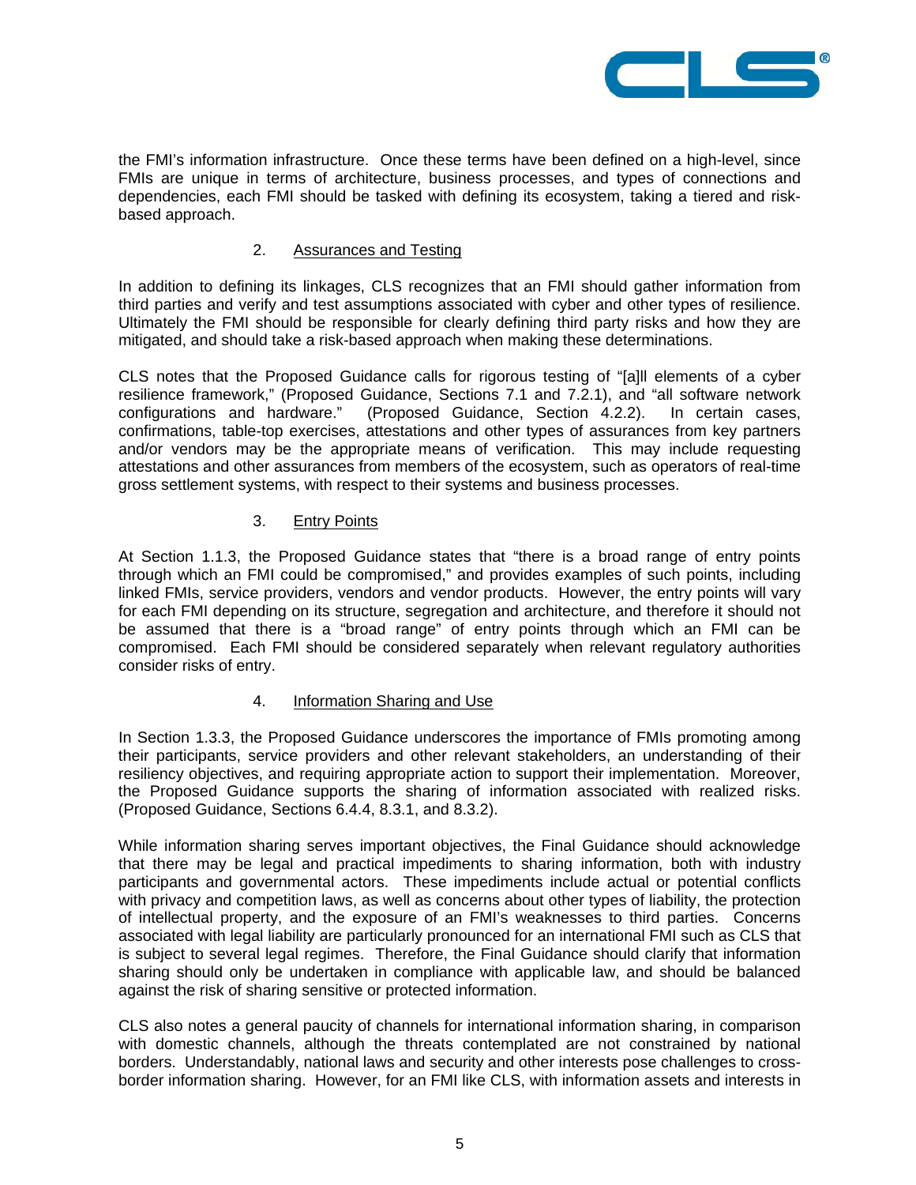the FMI's information infrastructure. Once these terms have been defined on a high-level, since FMIs are unique in terms of architecture, business processes, and types of connections and dependencies, each FMI should be tasked with defining its ecosystem, taking a tiered and risk-based approach.

2. Assurances and Testing

In addition to defining its linkages, CLS recognizes that an FMI should gather information from third parties and verify and test assumptions associated with cyber and other types of resilience. Ultimately the FMI should be responsible for clearly defining third party risks and how they are mitigated, and should take a risk-based approach when making these determinations.

CLS notes that the Proposed Guidance calls for rigorous testing of "[a]ll elements of a cyber resilience framework," (Proposed Guidance, Sections 7.1 and 7.2.1), and "all software network configurations and hardware." (Proposed Guidance, Section 4.2.2). In certain cases, confirmations, table-top exercises, attestations and other types of assurances from key partners and/or vendors may be the appropriate means of verification. This may include requesting attestations and other assurances from members of the ecosystem, such as operators of real-time gross settlement systems, with respect to their systems and business processes.

3. Entry Points

At Section 1.1.3, the Proposed Guidance states that "there is a broad range of entry points through which an FMI could be compromised," and provides examples of such points, including linked FMIs, service providers, vendors and vendor products. However, the entry points will vary for each FMI depending on its structure, segregation and architecture, and therefore it should not be assumed that there is a "broad range" of entry points through which an FMI can be compromised. Each FMI should be considered separately when relevant regulatory authorities consider risks of entry.

4. Information Sharing and Use

In Section 1.3.3, the Proposed Guidance underscores the importance of FMIs promoting among their participants, service providers and other relevant stakeholders, an understanding of their resiliency objectives, and requiring appropriate action to support their implementation. Moreover, the Proposed Guidance supports the sharing of information associated with realized risks. (Proposed Guidance, Sections 6.4.4, 8.3.1, and 8.3.2).

While information sharing serves important objectives, the Final Guidance should acknowledge that there may be legal and practical impediments to sharing information, both with industry participants and governmental actors. These impediments include actual or potential conflicts with privacy and competition laws, as well as concerns about other types of liability, the protection of intellectual property, and the exposure of an FMI's weaknesses to third parties. Concerns associated with legal liability are particularly pronounced for an international FMI such as CLS that is subject to several legal regimes. Therefore, the Final Guidance should clarify that information sharing should only be undertaken in compliance with applicable law, and should be balanced against the risk of sharing sensitive or protected information.

CLS also notes a general paucity of channels for international information sharing, in comparison with domestic channels, although the threats contemplated are not constrained by national borders. Understandably, national laws and security and other interests pose challenges to cross-border information sharing. However, for an FMI like CLS, with information assets and interests in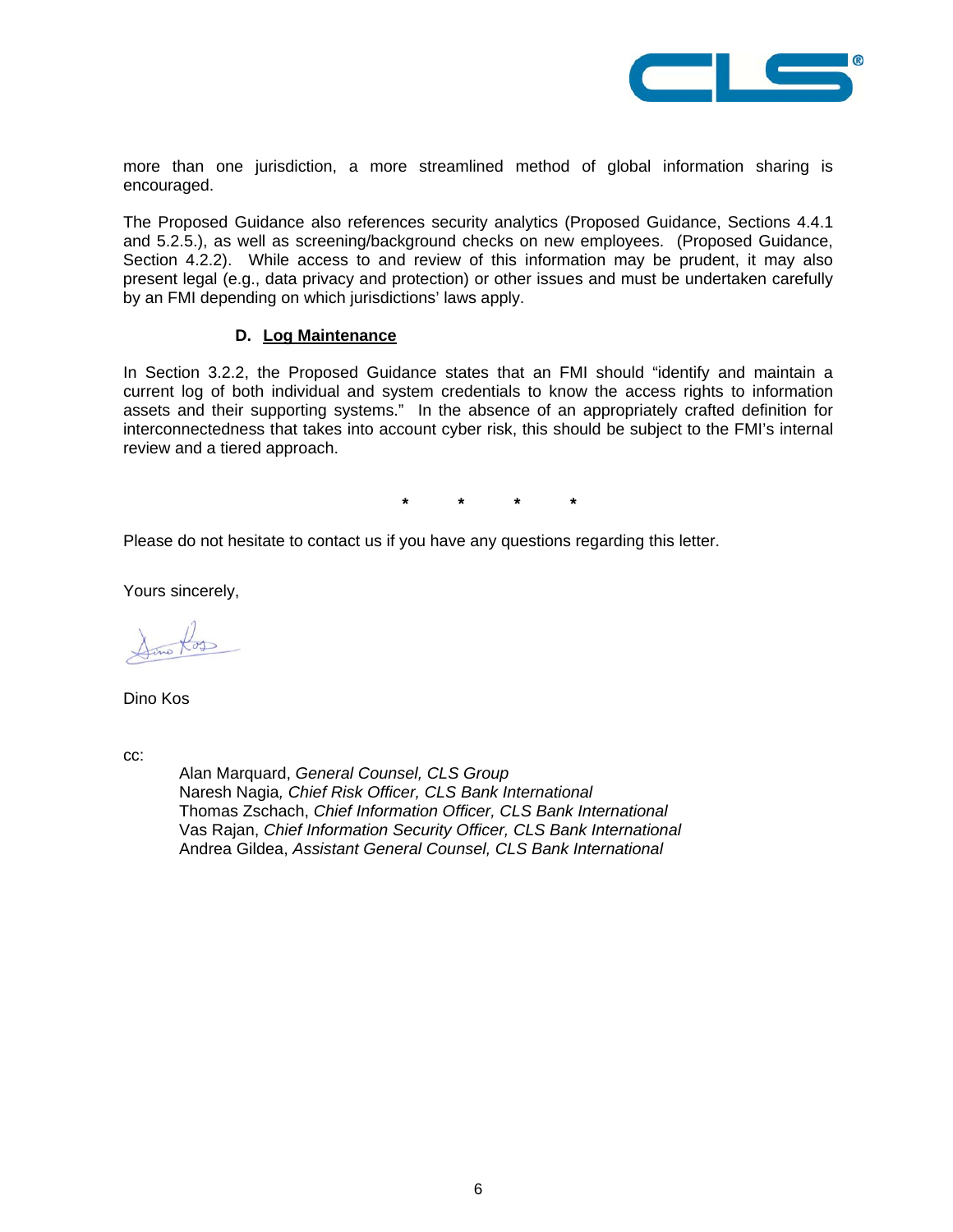more than one jurisdiction, a more streamlined method of global information sharing is encouraged.

The Proposed Guidance also references security analytics (Proposed Guidance, Sections 4.4.1 and 5.2.5.), as well as screening/background checks on new employees. (Proposed Guidance, Section 4.2.2). While access to and review of this information may be prudent, it may also present legal (e.g., data privacy and protection) or other issues and must be undertaken carefully by an FMI depending on which jurisdictions' laws apply.

**D. <u>Log Maintenance</u>**

In Section 3.2.2, the Proposed Guidance states that an FMI should "identify and maintain a current log of both individual and system credentials to know the access rights to information assets and their supporting systems." In the absence of an appropriately crafted definition for interconnectedness that takes into account cyber risk, this should be subject to the FMI's internal review and a tiered approach.

\* \* \* \*

Please do not hesitate to contact us if you have any questions regarding this letter.

Yours sincerely,

Dino Kos

cc:

Alan Marquard, *General Counsel, CLS Group*
Naresh Nagia, *Chief Risk Officer, CLS Bank International*
Thomas Zschach, *Chief Information Officer, CLS Bank International*
Vas Rajan, *Chief Information Security Officer, CLS Bank International*
Andrea Gildea, *Assistant General Counsel, CLS Bank International*